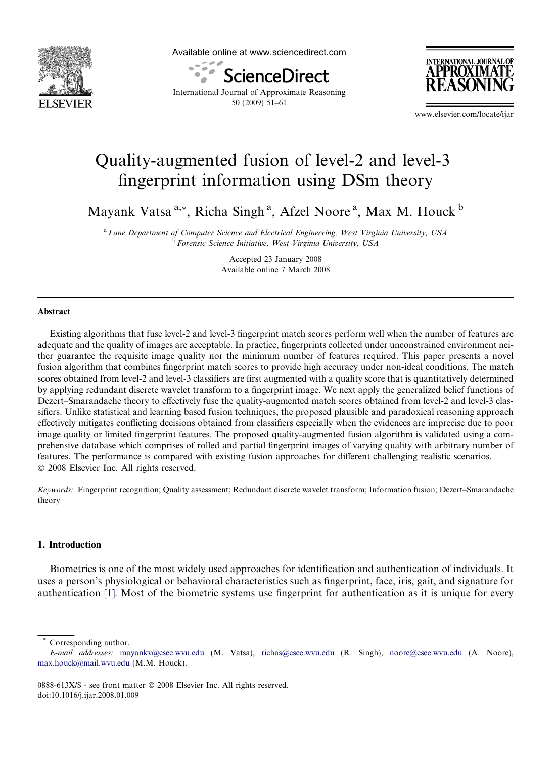# Quality-augmented fusion of level-2 and level-3 fingerprint information using DSm theory

Mayank Vatsa [a,*], Richa Singh [a], Afzel Noore [a], Max M. Houck [b]

[a] Lane Department of Computer Science and Electrical Engineering, West Virginia University, USA
[b] Forensic Science Initiative, West Virginia University, USA

Accepted 23 January 2008
Available online 7 March 2008

## Abstract

Existing algorithms that fuse level-2 and level-3 fingerprint match scores perform well when the number of features are adequate and the quality of images are acceptable. In practice, fingerprints collected under unconstrained environment neither guarantee the requisite image quality nor the minimum number of features required. This paper presents a novel fusion algorithm that combines fingerprint match scores to provide high accuracy under non-ideal conditions. The match scores obtained from level-2 and level-3 classifiers are first augmented with a quality score that is quantitatively determined by applying redundant discrete wavelet transform to a fingerprint image. We next apply the generalized belief functions of Dezert–Smarandache theory to effectively fuse the quality-augmented match scores obtained from level-2 and level-3 classifiers. Unlike statistical and learning based fusion techniques, the proposed plausible and paradoxical reasoning approach effectively mitigates conflicting decisions obtained from classifiers especially when the evidences are imprecise due to poor image quality or limited fingerprint features. The proposed quality-augmented fusion algorithm is validated using a comprehensive database which comprises of rolled and partial fingerprint images of varying quality with arbitrary number of features. The performance is compared with existing fusion approaches for different challenging realistic scenarios.
© 2008 Elsevier Inc. All rights reserved.

*Keywords:* Fingerprint recognition; Quality assessment; Redundant discrete wavelet transform; Information fusion; Dezert–Smarandache theory

## 1. Introduction

Biometrics is one of the most widely used approaches for identification and authentication of individuals. It uses a person's physiological or behavioral characteristics such as fingerprint, face, iris, gait, and signature for authentication [1]. Most of the biometric systems use fingerprint for authentication as it is unique for every

---

* Corresponding author.
*E-mail addresses:* mayankv@csee.wvu.edu (M. Vatsa), richas@csee.wvu.edu (R. Singh), noore@csee.wvu.edu (A. Noore), max.houck@mail.wvu.edu (M.M. Houck).

0888-613X/$ - see front matter © 2008 Elsevier Inc. All rights reserved.
doi:10.1016/j.ijar.2008.01.009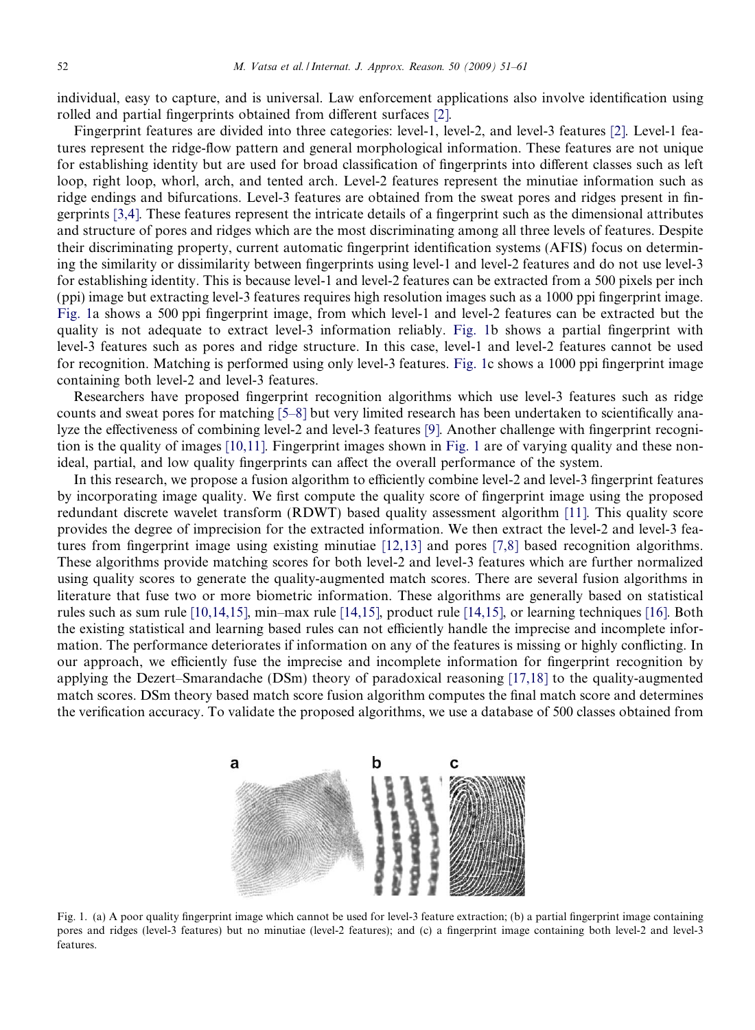individual, easy to capture, and is universal. Law enforcement applications also involve identification using rolled and partial fingerprints obtained from different surfaces [2].

Fingerprint features are divided into three categories: level-1, level-2, and level-3 features [2]. Level-1 features represent the ridge-flow pattern and general morphological information. These features are not unique for establishing identity but are used for broad classification of fingerprints into different classes such as left loop, right loop, whorl, arch, and tented arch. Level-2 features represent the minutiae information such as ridge endings and bifurcations. Level-3 features are obtained from the sweat pores and ridges present in fingerprints [3,4]. These features represent the intricate details of a fingerprint such as the dimensional attributes and structure of pores and ridges which are the most discriminating among all three levels of features. Despite their discriminating property, current automatic fingerprint identification systems (AFIS) focus on determining the similarity or dissimilarity between fingerprints using level-1 and level-2 features and do not use level-3 for establishing identity. This is because level-1 and level-2 features can be extracted from a 500 pixels per inch (ppi) image but extracting level-3 features requires high resolution images such as a 1000 ppi fingerprint image. Fig. 1a shows a 500 ppi fingerprint image, from which level-1 and level-2 features can be extracted but the quality is not adequate to extract level-3 information reliably. Fig. 1b shows a partial fingerprint with level-3 features such as pores and ridge structure. In this case, level-1 and level-2 features cannot be used for recognition. Matching is performed using only level-3 features. Fig. 1c shows a 1000 ppi fingerprint image containing both level-2 and level-3 features.

Researchers have proposed fingerprint recognition algorithms which use level-3 features such as ridge counts and sweat pores for matching [5–8] but very limited research has been undertaken to scientifically analyze the effectiveness of combining level-2 and level-3 features [9]. Another challenge with fingerprint recognition is the quality of images [10,11]. Fingerprint images shown in Fig. 1 are of varying quality and these non-ideal, partial, and low quality fingerprints can affect the overall performance of the system.

In this research, we propose a fusion algorithm to efficiently combine level-2 and level-3 fingerprint features by incorporating image quality. We first compute the quality score of fingerprint image using the proposed redundant discrete wavelet transform (RDWT) based quality assessment algorithm [11]. This quality score provides the degree of imprecision for the extracted information. We then extract the level-2 and level-3 features from fingerprint image using existing minutiae [12,13] and pores [7,8] based recognition algorithms. These algorithms provide matching scores for both level-2 and level-3 features which are further normalized using quality scores to generate the quality-augmented match scores. There are several fusion algorithms in literature that fuse two or more biometric information. These algorithms are generally based on statistical rules such as sum rule [10,14,15], min–max rule [14,15], product rule [14,15], or learning techniques [16]. Both the existing statistical and learning based rules can not efficiently handle the imprecise and incomplete information. The performance deteriorates if information on any of the features is missing or highly conflicting. In our approach, we efficiently fuse the imprecise and incomplete information for fingerprint recognition by applying the Dezert–Smarandache (DSm) theory of paradoxical reasoning [17,18] to the quality-augmented match scores. DSm theory based match score fusion algorithm computes the final match score and determines the verification accuracy. To validate the proposed algorithms, we use a database of 500 classes obtained from

Fig. 1. (a) A poor quality fingerprint image which cannot be used for level-3 feature extraction; (b) a partial fingerprint image containing pores and ridges (level-3 features) but no minutiae (level-2 features); and (c) a fingerprint image containing both level-2 and level-3 features.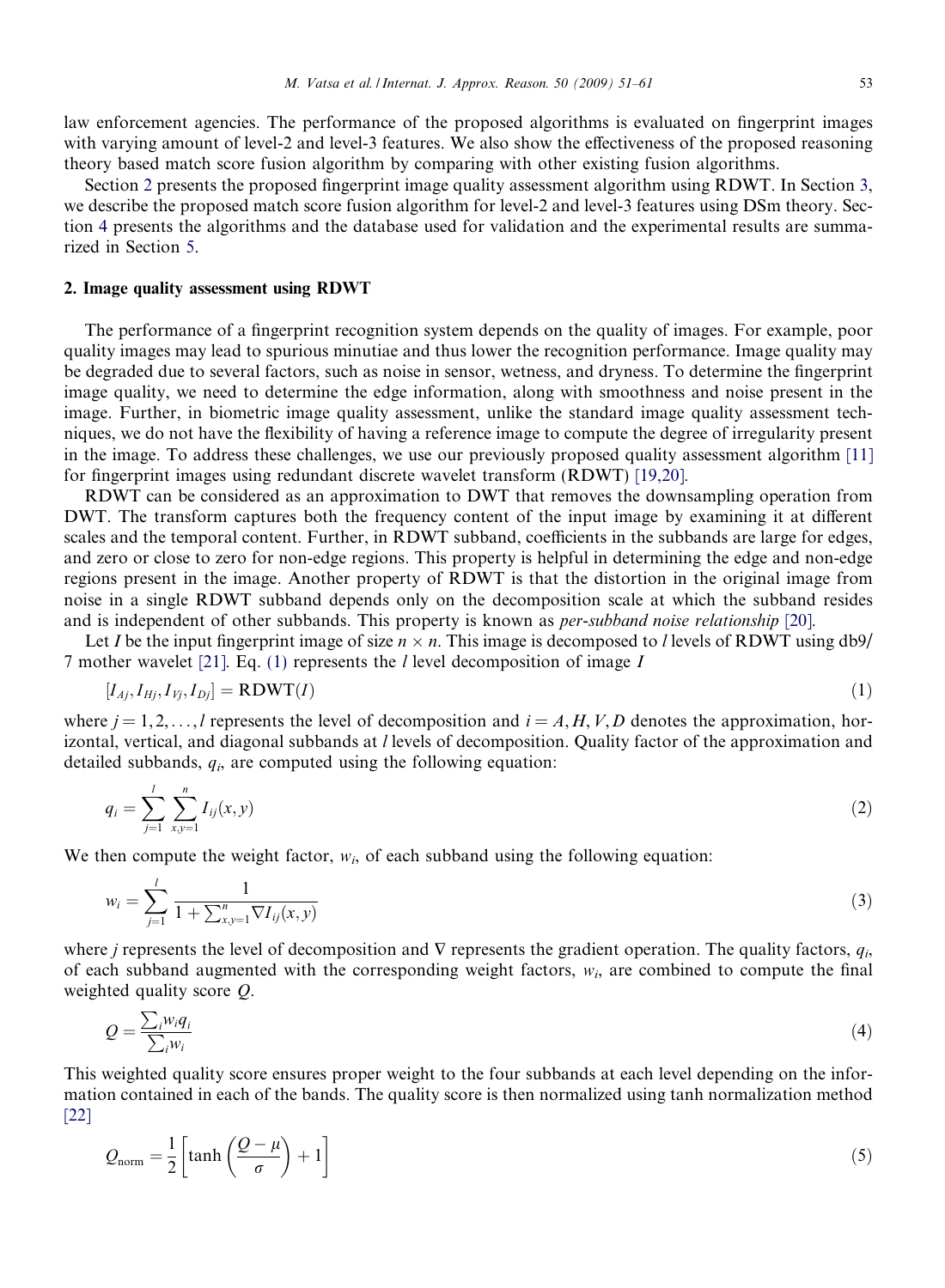law enforcement agencies. The performance of the proposed algorithms is evaluated on fingerprint images with varying amount of level-2 and level-3 features. We also show the effectiveness of the proposed reasoning theory based match score fusion algorithm by comparing with other existing fusion algorithms.

Section 2 presents the proposed fingerprint image quality assessment algorithm using RDWT. In Section 3, we describe the proposed match score fusion algorithm for level-2 and level-3 features using DSm theory. Section 4 presents the algorithms and the database used for validation and the experimental results are summarized in Section 5.

## 2. Image quality assessment using RDWT

The performance of a fingerprint recognition system depends on the quality of images. For example, poor quality images may lead to spurious minutiae and thus lower the recognition performance. Image quality may be degraded due to several factors, such as noise in sensor, wetness, and dryness. To determine the fingerprint image quality, we need to determine the edge information, along with smoothness and noise present in the image. Further, in biometric image quality assessment, unlike the standard image quality assessment techniques, we do not have the flexibility of having a reference image to compute the degree of irregularity present in the image. To address these challenges, we use our previously proposed quality assessment algorithm [11] for fingerprint images using redundant discrete wavelet transform (RDWT) [19,20].

RDWT can be considered as an approximation to DWT that removes the downsampling operation from DWT. The transform captures both the frequency content of the input image by examining it at different scales and the temporal content. Further, in RDWT subband, coefficients in the subbands are large for edges, and zero or close to zero for non-edge regions. This property is helpful in determining the edge and non-edge regions present in the image. Another property of RDWT is that the distortion in the original image from noise in a single RDWT subband depends only on the decomposition scale at which the subband resides and is independent of other subbands. This property is known as *per-subband noise relationship* [20].

Let $I$ be the input fingerprint image of size $n \times n$. This image is decomposed to $l$ levels of RDWT using db9/7 mother wavelet [21]. Eq. (1) represents the $l$ level decomposition of image $I$

$$[I_{Aj}, I_{Hj}, I_{Vj}, I_{Dj}] = \text{RDWT}(I) \tag{1}$$

where $j = 1, 2, \ldots, l$ represents the level of decomposition and $i = A, H, V, D$ denotes the approximation, horizontal, vertical, and diagonal subbands at $l$ levels of decomposition. Quality factor of the approximation and detailed subbands, $q_i$, are computed using the following equation:

$$q_i = \sum_{j=1}^{l} \sum_{x,y=1}^{n} I_{ij}(x, y) \tag{2}$$

We then compute the weight factor, $w_i$, of each subband using the following equation:

$$w_i = \sum_{j=1}^{l} \frac{1}{1 + \sum_{x,y=1}^{n} \nabla I_{ij}(x, y)} \tag{3}$$

where $j$ represents the level of decomposition and $\nabla$ represents the gradient operation. The quality factors, $q_i$, of each subband augmented with the corresponding weight factors, $w_i$, are combined to compute the final weighted quality score $Q$.

$$Q = \frac{\sum_i w_i q_i}{\sum_i w_i} \tag{4}$$

This weighted quality score ensures proper weight to the four subbands at each level depending on the information contained in each of the bands. The quality score is then normalized using tanh normalization method [22]

$$Q_{\text{norm}} = \frac{1}{2}\left[\tanh\left(\frac{Q - \mu}{\sigma}\right) + 1\right] \tag{5}$$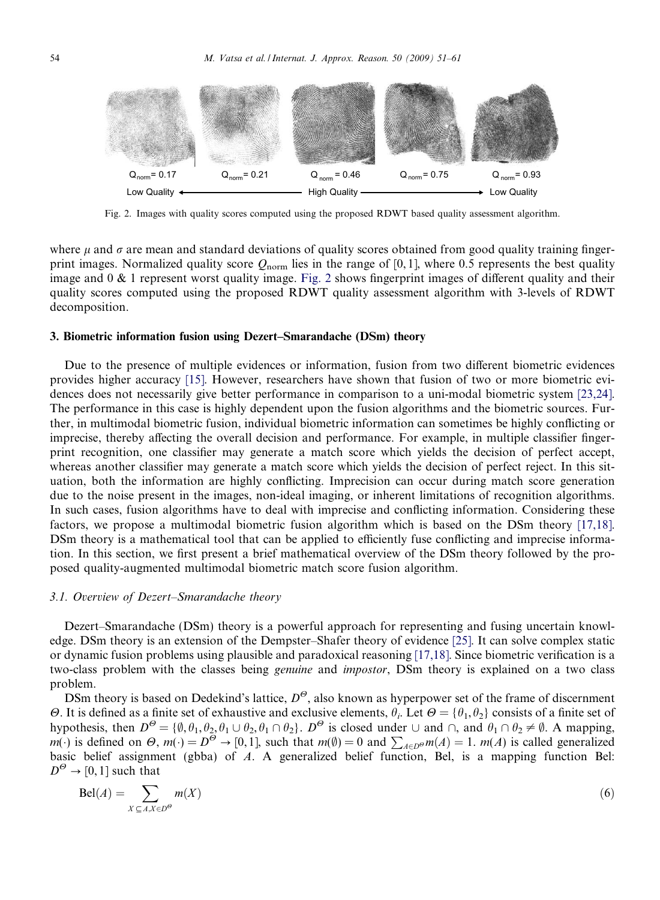$Q_{norm} = 0.17$ $Q_{norm} = 0.21$ $Q_{norm} = 0.46$ $Q_{norm} = 0.75$ $Q_{norm} = 0.93$

Low Quality ← High Quality → Low Quality

Fig. 2. Images with quality scores computed using the proposed RDWT based quality assessment algorithm.

where $\mu$ and $\sigma$ are mean and standard deviations of quality scores obtained from good quality training fingerprint images. Normalized quality score $Q_{\text{norm}}$ lies in the range of $[0, 1]$, where 0.5 represents the best quality image and 0 & 1 represent worst quality image. Fig. 2 shows fingerprint images of different quality and their quality scores computed using the proposed RDWT quality assessment algorithm with 3-levels of RDWT decomposition.

## 3. Biometric information fusion using Dezert–Smarandache (DSm) theory

Due to the presence of multiple evidences or information, fusion from two different biometric evidences provides higher accuracy [15]. However, researchers have shown that fusion of two or more biometric evidences does not necessarily give better performance in comparison to a uni-modal biometric system [23,24]. The performance in this case is highly dependent upon the fusion algorithms and the biometric sources. Further, in multimodal biometric fusion, individual biometric information can sometimes be highly conflicting or imprecise, thereby affecting the overall decision and performance. For example, in multiple classifier fingerprint recognition, one classifier may generate a match score which yields the decision of perfect accept, whereas another classifier may generate a match score which yields the decision of perfect reject. In this situation, both the information are highly conflicting. Imprecision can occur during match score generation due to the noise present in the images, non-ideal imaging, or inherent limitations of recognition algorithms. In such cases, fusion algorithms have to deal with imprecise and conflicting information. Considering these factors, we propose a multimodal biometric fusion algorithm which is based on the DSm theory [17,18]. DSm theory is a mathematical tool that can be applied to efficiently fuse conflicting and imprecise information. In this section, we first present a brief mathematical overview of the DSm theory followed by the proposed quality-augmented multimodal biometric match score fusion algorithm.

### 3.1. Overview of Dezert–Smarandache theory

Dezert–Smarandache (DSm) theory is a powerful approach for representing and fusing uncertain knowledge. DSm theory is an extension of the Dempster–Shafer theory of evidence [25]. It can solve complex static or dynamic fusion problems using plausible and paradoxical reasoning [17,18]. Since biometric verification is a two-class problem with the classes being *genuine* and *impostor*, DSm theory is explained on a two class problem.

DSm theory is based on Dedekind's lattice, $D^{\Theta}$, also known as hyperpower set of the frame of discernment $\Theta$. It is defined as a finite set of exhaustive and exclusive elements, $\theta_i$. Let $\Theta = \{\theta_1, \theta_2\}$ consists of a finite set of hypothesis, then $D^{\Theta} = \{\emptyset, \theta_1, \theta_2, \theta_1 \cup \theta_2, \theta_1 \cap \theta_2\}$. $D^{\Theta}$ is closed under $\cup$ and $\cap$, and $\theta_1 \cap \theta_2 \neq \emptyset$. A mapping, $m(\cdot)$ is defined on $\Theta$, $m(\cdot) = D^{\Theta} \rightarrow [0, 1]$, such that $m(\emptyset) = 0$ and $\sum_{A \in D^{\Theta}} m(A) = 1$. $m(A)$ is called generalized basic belief assignment (gbba) of $A$. A generalized belief function, Bel, is a mapping function Bel: $D^{\Theta} \rightarrow [0, 1]$ such that

$$\text{Bel}(A) = \sum_{X \subseteq A, X \in D^{\Theta}} m(X) \tag{6}$$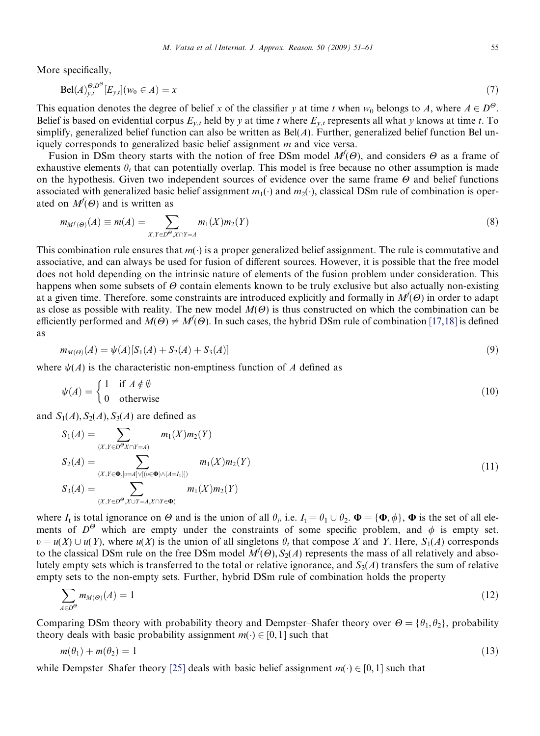More specifically,

$$\mathrm{Bel}(A)_{y,t}^{\Theta,D^{\Theta}}[E_{y,t}](w_0 \in A) = x \tag{7}$$

This equation denotes the degree of belief $x$ of the classifier $y$ at time $t$ when $w_0$ belongs to $A$, where $A \in D^{\Theta}$. Belief is based on evidential corpus $E_{y,t}$ held by $y$ at time $t$ where $E_{y,t}$ represents all what $y$ knows at time $t$. To simplify, generalized belief function can also be written as $\mathrm{Bel}(A)$. Further, generalized belief function Bel uniquely corresponds to generalized basic belief assignment $m$ and vice versa.

Fusion in DSm theory starts with the notion of free DSm model $M^f(\Theta)$, and considers $\Theta$ as a frame of exhaustive elements $\theta_i$ that can potentially overlap. This model is free because no other assumption is made on the hypothesis. Given two independent sources of evidence over the same frame $\Theta$ and belief functions associated with generalized basic belief assignment $m_1(\cdot)$ and $m_2(\cdot)$, classical DSm rule of combination is operated on $M^f(\Theta)$ and is written as

$$m_{M^f(\Theta)}(A) \equiv m(A) = \sum_{X,Y \in D^{\Theta}, X \cap Y = A} m_1(X)m_2(Y) \tag{8}$$

This combination rule ensures that $m(\cdot)$ is a proper generalized belief assignment. The rule is commutative and associative, and can always be used for fusion of different sources. However, it is possible that the free model does not hold depending on the intrinsic nature of elements of the fusion problem under consideration. This happens when some subsets of $\Theta$ contain elements known to be truly exclusive but also actually non-existing at a given time. Therefore, some constraints are introduced explicitly and formally in $M^f(\Theta)$ in order to adapt as close as possible with reality. The new model $M(\Theta)$ is thus constructed on which the combination can be efficiently performed and $M(\Theta) \neq M^f(\Theta)$. In such cases, the hybrid DSm rule of combination [17,18] is defined as

$$m_{M(\Theta)}(A) = \psi(A)[S_1(A) + S_2(A) + S_3(A)] \tag{9}$$

where $\psi(A)$ is the characteristic non-emptiness function of $A$ defined as

$$\psi(A) = \begin{cases} 1 & \text{if } A \notin \emptyset \\ 0 & \text{otherwise} \end{cases} \tag{10}$$

and $S_1(A), S_2(A), S_3(A)$ are defined as

$$\begin{aligned} S_1(A) &= \sum_{(X,Y \in D^{\Theta} X \cap Y = A)} m_1(X)m_2(Y) \\ S_2(A) &= \sum_{(X,Y \in \boldsymbol{\Phi}, [\upsilon = A] \vee [(\upsilon \in \boldsymbol{\Phi}) \wedge (A = I_t)])} m_1(X)m_2(Y) \\ S_3(A) &= \sum_{(X,Y \in D^{\Theta}, X \cup Y = A, X \cap Y \in \boldsymbol{\Phi})} m_1(X)m_2(Y) \end{aligned} \tag{11}$$

where $I_t$ is total ignorance on $\Theta$ and is the union of all $\theta_i$, i.e. $I_t = \theta_1 \cup \theta_2$. $\boldsymbol{\Phi} = \{\boldsymbol{\Phi}, \phi\}$, $\boldsymbol{\Phi}$ is the set of all elements of $D^{\Theta}$ which are empty under the constraints of some specific problem, and $\phi$ is empty set. $\upsilon = u(X) \cup u(Y)$, where $u(X)$ is the union of all singletons $\theta_i$ that compose $X$ and $Y$. Here, $S_1(A)$ corresponds to the classical DSm rule on the free DSm model $M^f(\Theta)$, $S_2(A)$ represents the mass of all relatively and absolutely empty sets which is transferred to the total or relative ignorance, and $S_3(A)$ transfers the sum of relative empty sets to the non-empty sets. Further, hybrid DSm rule of combination holds the property

$$\sum_{A \in D^{\Theta}} m_{M(\Theta)}(A) = 1 \tag{12}$$

Comparing DSm theory with probability theory and Dempster–Shafer theory over $\Theta = \{\theta_1, \theta_2\}$, probability theory deals with basic probability assignment $m(\cdot) \in [0,1]$ such that

$$m(\theta_1) + m(\theta_2) = 1 \tag{13}$$

while Dempster–Shafer theory [25] deals with basic belief assignment $m(\cdot) \in [0,1]$ such that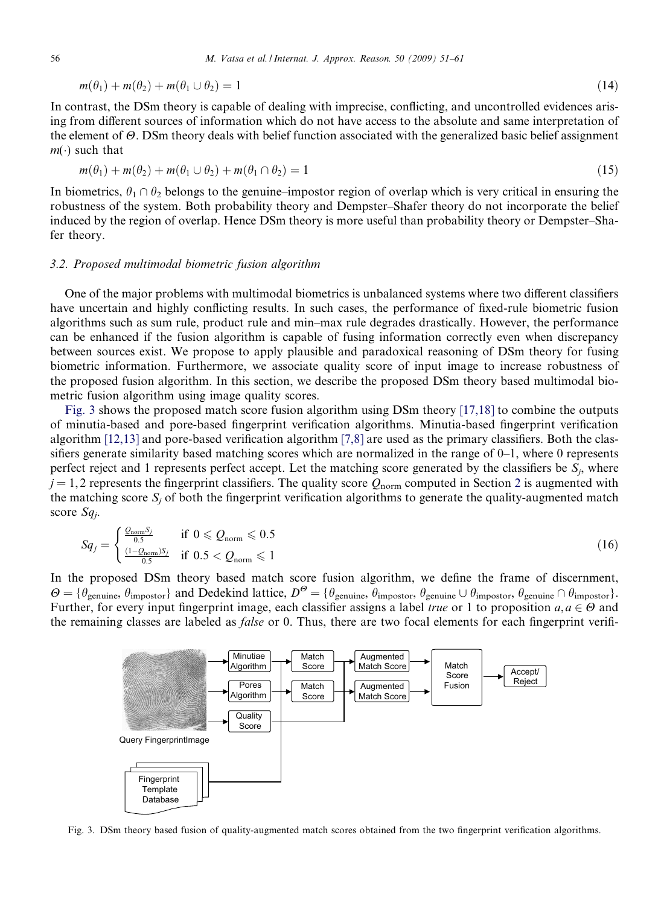$$m(\theta_1) + m(\theta_2) + m(\theta_1 \cup \theta_2) = 1 \tag{14}$$

In contrast, the DSm theory is capable of dealing with imprecise, conflicting, and uncontrolled evidences arising from different sources of information which do not have access to the absolute and same interpretation of the element of $\Theta$. DSm theory deals with belief function associated with the generalized basic belief assignment $m(\cdot)$ such that

$$m(\theta_1) + m(\theta_2) + m(\theta_1 \cup \theta_2) + m(\theta_1 \cap \theta_2) = 1 \tag{15}$$

In biometrics, $\theta_1 \cap \theta_2$ belongs to the genuine–impostor region of overlap which is very critical in ensuring the robustness of the system. Both probability theory and Dempster–Shafer theory do not incorporate the belief induced by the region of overlap. Hence DSm theory is more useful than probability theory or Dempster–Shafer theory.

### 3.2. Proposed multimodal biometric fusion algorithm

One of the major problems with multimodal biometrics is unbalanced systems where two different classifiers have uncertain and highly conflicting results. In such cases, the performance of fixed-rule biometric fusion algorithms such as sum rule, product rule and min–max rule degrades drastically. However, the performance can be enhanced if the fusion algorithm is capable of fusing information correctly even when discrepancy between sources exist. We propose to apply plausible and paradoxical reasoning of DSm theory for fusing biometric information. Furthermore, we associate quality score of input image to increase robustness of the proposed fusion algorithm. In this section, we describe the proposed DSm theory based multimodal biometric fusion algorithm using image quality scores.

Fig. 3 shows the proposed match score fusion algorithm using DSm theory [17,18] to combine the outputs of minutia-based and pore-based fingerprint verification algorithms. Minutia-based fingerprint verification algorithm [12,13] and pore-based verification algorithm [7,8] are used as the primary classifiers. Both the classifiers generate similarity based matching scores which are normalized in the range of 0–1, where 0 represents perfect reject and 1 represents perfect accept. Let the matching score generated by the classifiers be $S_j$, where $j = 1, 2$ represents the fingerprint classifiers. The quality score $Q_{\text{norm}}$ computed in Section 2 is augmented with the matching score $S_j$ of both the fingerprint verification algorithms to generate the quality-augmented match score $Sq_j$.

$$Sq_j = \begin{cases} \frac{Q_{\text{norm}} S_j}{0.5} & \text{if } 0 \leqslant Q_{\text{norm}} \leqslant 0.5 \\ \frac{(1-Q_{\text{norm}}) S_j}{0.5} & \text{if } 0.5 < Q_{\text{norm}} \leqslant 1 \end{cases} \tag{16}$$

In the proposed DSm theory based match score fusion algorithm, we define the frame of discernment, $\Theta = \{\theta_{\text{genuine}}, \theta_{\text{impostor}}\}$ and Dedekind lattice, $D^{\Theta} = \{\theta_{\text{genuine}}, \theta_{\text{impostor}}, \theta_{\text{genuine}} \cup \theta_{\text{impostor}}, \theta_{\text{genuine}} \cap \theta_{\text{impostor}}\}$. Further, for every input fingerprint image, each classifier assigns a label *true* or 1 to proposition $a, a \in \Theta$ and the remaining classes are labeled as *false* or 0. Thus, there are two focal elements for each fingerprint verifi-

Query FingerprintImage | Minutiae Algorithm | Pores Algorithm | Quality Score | Match Score | Match Score | Augmented Match Score | Augmented Match Score | Match Score Fusion | Accept/Reject | Fingerprint Template Database

Fig. 3. DSm theory based fusion of quality-augmented match scores obtained from the two fingerprint verification algorithms.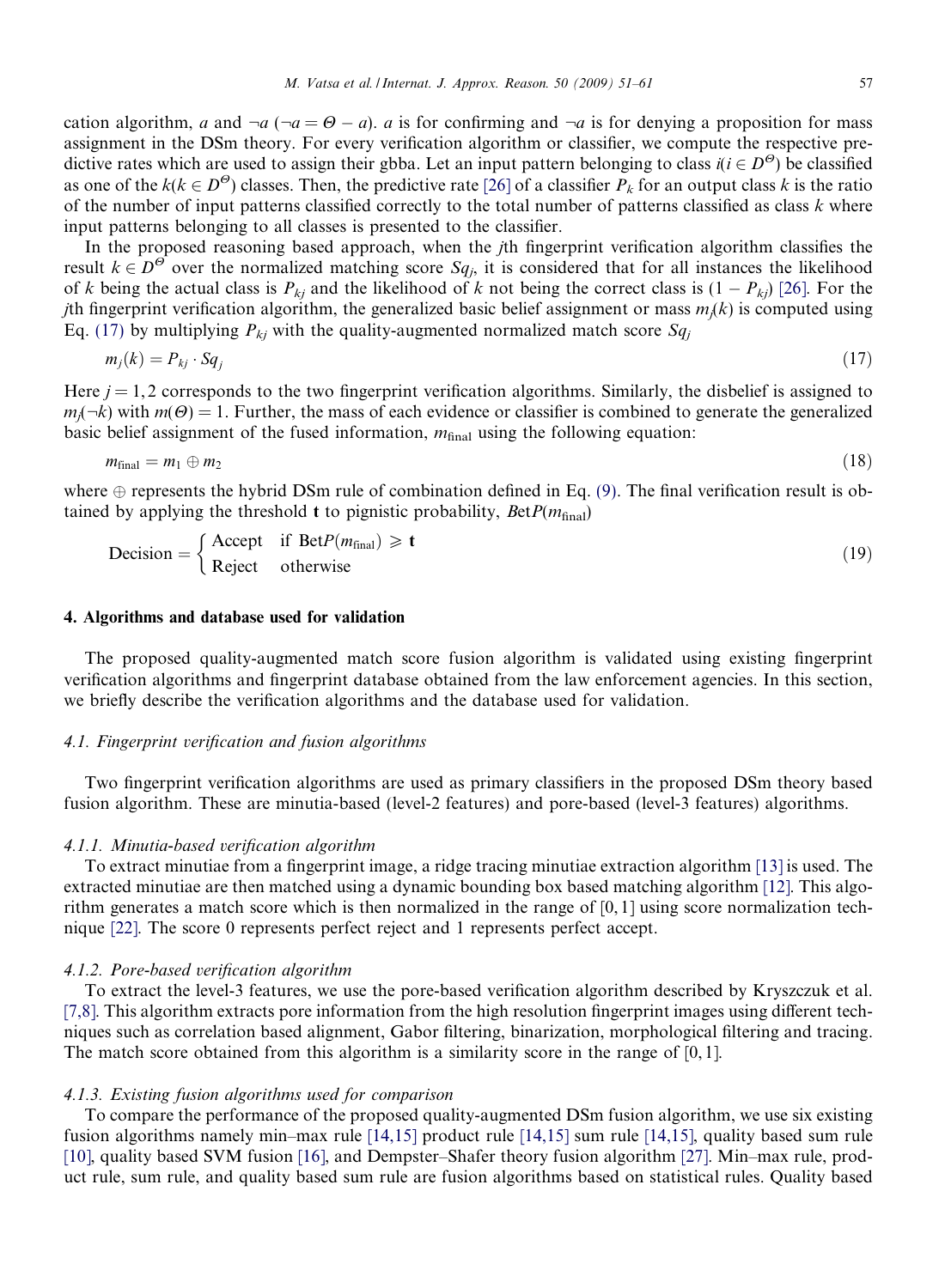cation algorithm, $a$ and $\neg a$ ($\neg a = \Theta - a$). $a$ is for confirming and $\neg a$ is for denying a proposition for mass assignment in the DSm theory. For every verification algorithm or classifier, we compute the respective predictive rates which are used to assign their gbba. Let an input pattern belonging to class $i (i \in D^{\Theta})$ be classified as one of the $k (k \in D^{\Theta})$ classes. Then, the predictive rate [26] of a classifier $P_k$ for an output class $k$ is the ratio of the number of input patterns classified correctly to the total number of patterns classified as class $k$ where input patterns belonging to all classes is presented to the classifier.

In the proposed reasoning based approach, when the $j$th fingerprint verification algorithm classifies the result $k \in D^{\Theta}$ over the normalized matching score $Sq_j$, it is considered that for all instances the likelihood of $k$ being the actual class is $P_{kj}$ and the likelihood of $k$ not being the correct class is $(1 - P_{kj})$ [26]. For the $j$th fingerprint verification algorithm, the generalized basic belief assignment or mass $m_j(k)$ is computed using Eq. (17) by multiplying $P_{kj}$ with the quality-augmented normalized match score $Sq_j$

$$m_j(k) = P_{kj} \cdot Sq_j \tag{17}$$

Here $j = 1, 2$ corresponds to the two fingerprint verification algorithms. Similarly, the disbelief is assigned to $m_j(\neg k)$ with $m(\Theta) = 1$. Further, the mass of each evidence or classifier is combined to generate the generalized basic belief assignment of the fused information, $m_{\text{final}}$ using the following equation:

$$m_{\text{final}} = m_1 \oplus m_2 \tag{18}$$

where $\oplus$ represents the hybrid DSm rule of combination defined in Eq. (9). The final verification result is obtained by applying the threshold $\mathbf{t}$ to pignistic probability, $BetP(m_{\text{final}})$

$$\text{Decision} = \begin{cases} \text{Accept} & \text{if } \text{Bet}P(m_{\text{final}}) \geqslant \mathbf{t} \\ \text{Reject} & \text{otherwise} \end{cases} \tag{19}$$

## 4. Algorithms and database used for validation

The proposed quality-augmented match score fusion algorithm is validated using existing fingerprint verification algorithms and fingerprint database obtained from the law enforcement agencies. In this section, we briefly describe the verification algorithms and the database used for validation.

### 4.1. Fingerprint verification and fusion algorithms

Two fingerprint verification algorithms are used as primary classifiers in the proposed DSm theory based fusion algorithm. These are minutia-based (level-2 features) and pore-based (level-3 features) algorithms.

#### 4.1.1. Minutia-based verification algorithm

To extract minutiae from a fingerprint image, a ridge tracing minutiae extraction algorithm [13] is used. The extracted minutiae are then matched using a dynamic bounding box based matching algorithm [12]. This algorithm generates a match score which is then normalized in the range of $[0, 1]$ using score normalization technique [22]. The score 0 represents perfect reject and 1 represents perfect accept.

#### 4.1.2. Pore-based verification algorithm

To extract the level-3 features, we use the pore-based verification algorithm described by Kryszczuk et al. [7,8]. This algorithm extracts pore information from the high resolution fingerprint images using different techniques such as correlation based alignment, Gabor filtering, binarization, morphological filtering and tracing. The match score obtained from this algorithm is a similarity score in the range of $[0, 1]$.

#### 4.1.3. Existing fusion algorithms used for comparison

To compare the performance of the proposed quality-augmented DSm fusion algorithm, we use six existing fusion algorithms namely min–max rule [14,15] product rule [14,15] sum rule [14,15], quality based sum rule [10], quality based SVM fusion [16], and Dempster–Shafer theory fusion algorithm [27]. Min–max rule, product rule, sum rule, and quality based sum rule are fusion algorithms based on statistical rules. Quality based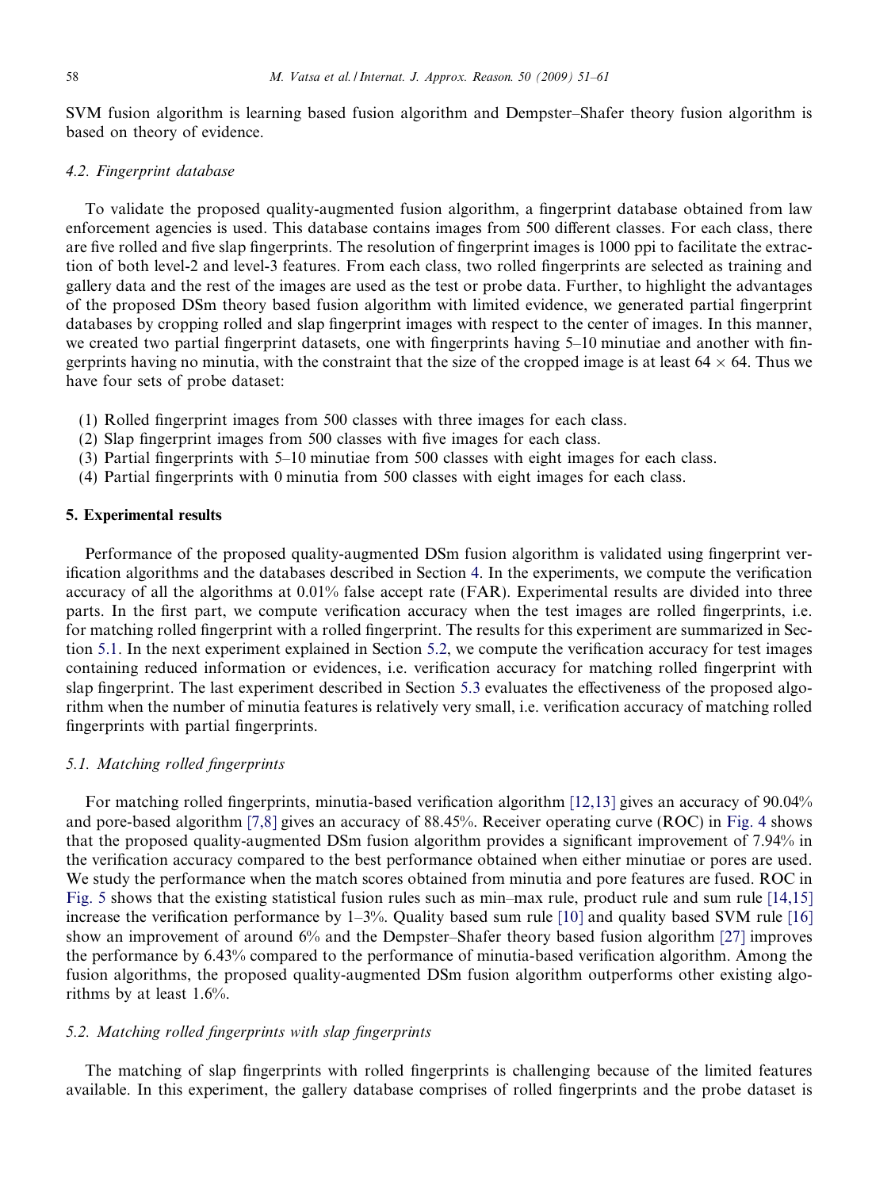SVM fusion algorithm is learning based fusion algorithm and Dempster–Shafer theory fusion algorithm is based on theory of evidence.

### 4.2. Fingerprint database

To validate the proposed quality-augmented fusion algorithm, a fingerprint database obtained from law enforcement agencies is used. This database contains images from 500 different classes. For each class, there are five rolled and five slap fingerprints. The resolution of fingerprint images is 1000 ppi to facilitate the extraction of both level-2 and level-3 features. From each class, two rolled fingerprints are selected as training and gallery data and the rest of the images are used as the test or probe data. Further, to highlight the advantages of the proposed DSm theory based fusion algorithm with limited evidence, we generated partial fingerprint databases by cropping rolled and slap fingerprint images with respect to the center of images. In this manner, we created two partial fingerprint datasets, one with fingerprints having 5–10 minutiae and another with fingerprints having no minutia, with the constraint that the size of the cropped image is at least $64 \times 64$. Thus we have four sets of probe dataset:

(1) Rolled fingerprint images from 500 classes with three images for each class.
(2) Slap fingerprint images from 500 classes with five images for each class.
(3) Partial fingerprints with 5–10 minutiae from 500 classes with eight images for each class.
(4) Partial fingerprints with 0 minutia from 500 classes with eight images for each class.

## 5. Experimental results

Performance of the proposed quality-augmented DSm fusion algorithm is validated using fingerprint verification algorithms and the databases described in Section 4. In the experiments, we compute the verification accuracy of all the algorithms at 0.01% false accept rate (FAR). Experimental results are divided into three parts. In the first part, we compute verification accuracy when the test images are rolled fingerprints, i.e. for matching rolled fingerprint with a rolled fingerprint. The results for this experiment are summarized in Section 5.1. In the next experiment explained in Section 5.2, we compute the verification accuracy for test images containing reduced information or evidences, i.e. verification accuracy for matching rolled fingerprint with slap fingerprint. The last experiment described in Section 5.3 evaluates the effectiveness of the proposed algorithm when the number of minutia features is relatively very small, i.e. verification accuracy of matching rolled fingerprints with partial fingerprints.

### 5.1. Matching rolled fingerprints

For matching rolled fingerprints, minutia-based verification algorithm [12,13] gives an accuracy of 90.04% and pore-based algorithm [7,8] gives an accuracy of 88.45%. Receiver operating curve (ROC) in Fig. 4 shows that the proposed quality-augmented DSm fusion algorithm provides a significant improvement of 7.94% in the verification accuracy compared to the best performance obtained when either minutiae or pores are used. We study the performance when the match scores obtained from minutia and pore features are fused. ROC in Fig. 5 shows that the existing statistical fusion rules such as min–max rule, product rule and sum rule [14,15] increase the verification performance by 1–3%. Quality based sum rule [10] and quality based SVM rule [16] show an improvement of around 6% and the Dempster–Shafer theory based fusion algorithm [27] improves the performance by 6.43% compared to the performance of minutia-based verification algorithm. Among the fusion algorithms, the proposed quality-augmented DSm fusion algorithm outperforms other existing algorithms by at least 1.6%.

### 5.2. Matching rolled fingerprints with slap fingerprints

The matching of slap fingerprints with rolled fingerprints is challenging because of the limited features available. In this experiment, the gallery database comprises of rolled fingerprints and the probe dataset is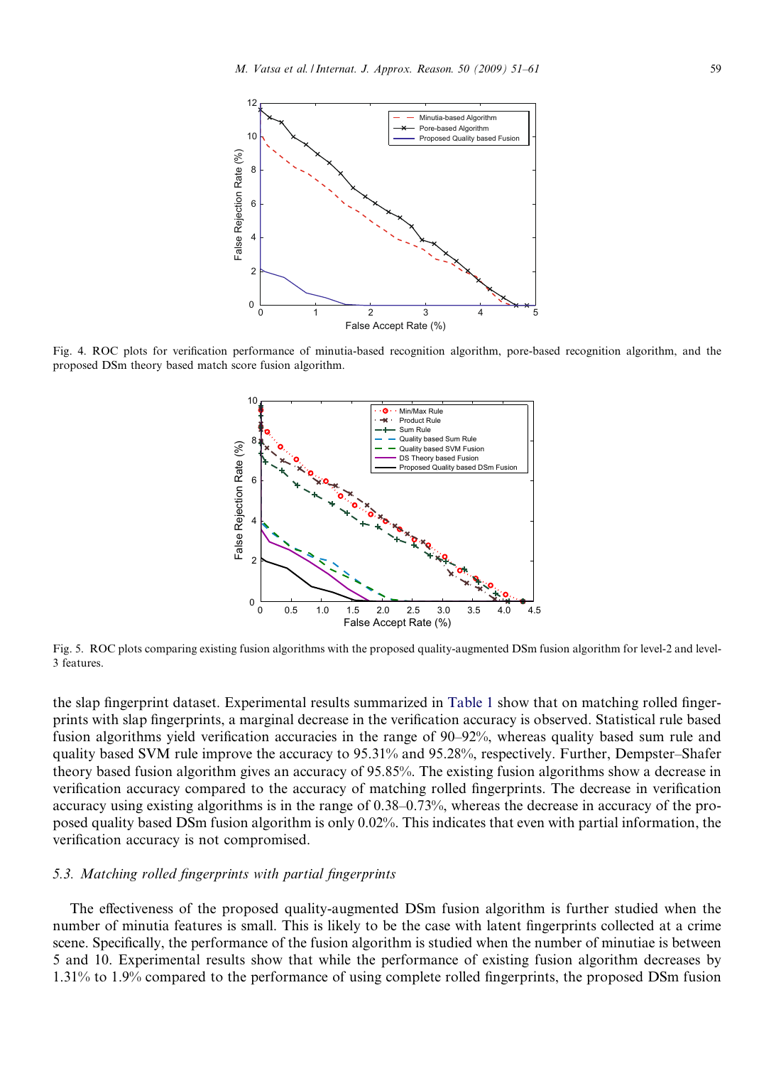Fig. 4. ROC plots for verification performance of minutia-based recognition algorithm, pore-based recognition algorithm, and the proposed DSm theory based match score fusion algorithm.

Fig. 5. ROC plots comparing existing fusion algorithms with the proposed quality-augmented DSm fusion algorithm for level-2 and level-3 features.

the slap fingerprint dataset. Experimental results summarized in Table 1 show that on matching rolled fingerprints with slap fingerprints, a marginal decrease in the verification accuracy is observed. Statistical rule based fusion algorithms yield verification accuracies in the range of 90–92%, whereas quality based sum rule and quality based SVM rule improve the accuracy to 95.31% and 95.28%, respectively. Further, Dempster–Shafer theory based fusion algorithm gives an accuracy of 95.85%. The existing fusion algorithms show a decrease in verification accuracy compared to the accuracy of matching rolled fingerprints. The decrease in verification accuracy using existing algorithms is in the range of 0.38–0.73%, whereas the decrease in accuracy of the proposed quality based DSm fusion algorithm is only 0.02%. This indicates that even with partial information, the verification accuracy is not compromised.

### 5.3. Matching rolled fingerprints with partial fingerprints

The effectiveness of the proposed quality-augmented DSm fusion algorithm is further studied when the number of minutia features is small. This is likely to be the case with latent fingerprints collected at a crime scene. Specifically, the performance of the fusion algorithm is studied when the number of minutiae is between 5 and 10. Experimental results show that while the performance of existing fusion algorithm decreases by 1.31% to 1.9% compared to the performance of using complete rolled fingerprints, the proposed DSm fusion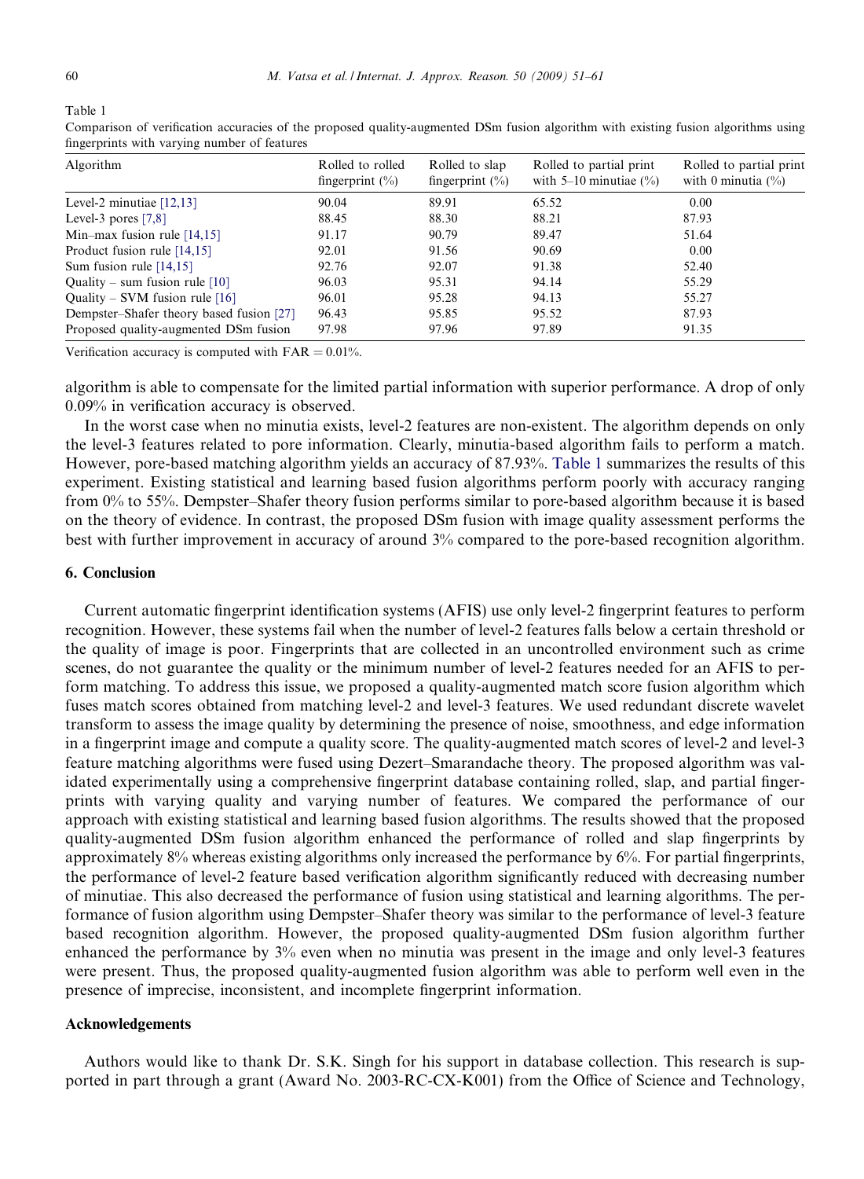Table 1

Comparison of verification accuracies of the proposed quality-augmented DSm fusion algorithm with existing fusion algorithms using fingerprints with varying number of features

| Algorithm | Rolled to rolled fingerprint (%) | Rolled to slap fingerprint (%) | Rolled to partial print with 5–10 minutiae (%) | Rolled to partial print with 0 minutia (%) |
|---|---|---|---|---|
| Level-2 minutiae [12,13] | 90.04 | 89.91 | 65.52 | 0.00 |
| Level-3 pores [7,8] | 88.45 | 88.30 | 88.21 | 87.93 |
| Min–max fusion rule [14,15] | 91.17 | 90.79 | 89.47 | 51.64 |
| Product fusion rule [14,15] | 92.01 | 91.56 | 90.69 | 0.00 |
| Sum fusion rule [14,15] | 92.76 | 92.07 | 91.38 | 52.40 |
| Quality – sum fusion rule [10] | 96.03 | 95.31 | 94.14 | 55.29 |
| Quality – SVM fusion rule [16] | 96.01 | 95.28 | 94.13 | 55.27 |
| Dempster–Shafer theory based fusion [27] | 96.43 | 95.85 | 95.52 | 87.93 |
| Proposed quality-augmented DSm fusion | 97.98 | 97.96 | 97.89 | 91.35 |

Verification accuracy is computed with FAR = 0.01%.

algorithm is able to compensate for the limited partial information with superior performance. A drop of only 0.09% in verification accuracy is observed.

In the worst case when no minutia exists, level-2 features are non-existent. The algorithm depends on only the level-3 features related to pore information. Clearly, minutia-based algorithm fails to perform a match. However, pore-based matching algorithm yields an accuracy of 87.93%. Table 1 summarizes the results of this experiment. Existing statistical and learning based fusion algorithms perform poorly with accuracy ranging from 0% to 55%. Dempster–Shafer theory fusion performs similar to pore-based algorithm because it is based on the theory of evidence. In contrast, the proposed DSm fusion with image quality assessment performs the best with further improvement in accuracy of around 3% compared to the pore-based recognition algorithm.

## 6. Conclusion

Current automatic fingerprint identification systems (AFIS) use only level-2 fingerprint features to perform recognition. However, these systems fail when the number of level-2 features falls below a certain threshold or the quality of image is poor. Fingerprints that are collected in an uncontrolled environment such as crime scenes, do not guarantee the quality or the minimum number of level-2 features needed for an AFIS to perform matching. To address this issue, we proposed a quality-augmented match score fusion algorithm which fuses match scores obtained from matching level-2 and level-3 features. We used redundant discrete wavelet transform to assess the image quality by determining the presence of noise, smoothness, and edge information in a fingerprint image and compute a quality score. The quality-augmented match scores of level-2 and level-3 feature matching algorithms were fused using Dezert–Smarandache theory. The proposed algorithm was validated experimentally using a comprehensive fingerprint database containing rolled, slap, and partial fingerprints with varying quality and varying number of features. We compared the performance of our approach with existing statistical and learning based fusion algorithms. The results showed that the proposed quality-augmented DSm fusion algorithm enhanced the performance of rolled and slap fingerprints by approximately 8% whereas existing algorithms only increased the performance by 6%. For partial fingerprints, the performance of level-2 feature based verification algorithm significantly reduced with decreasing number of minutiae. This also decreased the performance of fusion using statistical and learning algorithms. The performance of fusion algorithm using Dempster–Shafer theory was similar to the performance of level-3 feature based recognition algorithm. However, the proposed quality-augmented DSm fusion algorithm further enhanced the performance by 3% even when no minutia was present in the image and only level-3 features were present. Thus, the proposed quality-augmented fusion algorithm was able to perform well even in the presence of imprecise, inconsistent, and incomplete fingerprint information.

### Acknowledgements

Authors would like to thank Dr. S.K. Singh for his support in database collection. This research is supported in part through a grant (Award No. 2003-RC-CX-K001) from the Office of Science and Technology,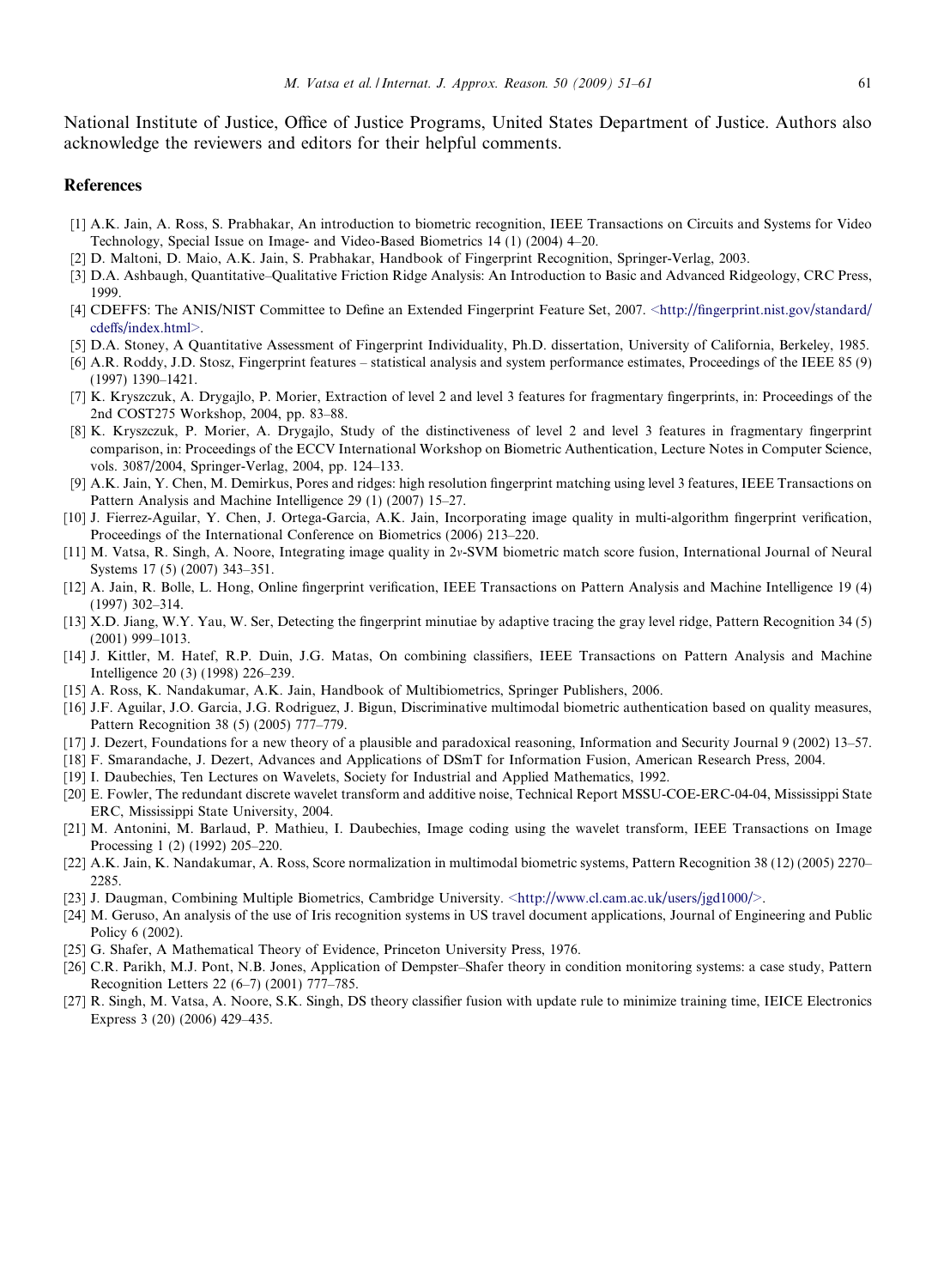National Institute of Justice, Office of Justice Programs, United States Department of Justice. Authors also acknowledge the reviewers and editors for their helpful comments.

## References

[1] A.K. Jain, A. Ross, S. Prabhakar, An introduction to biometric recognition, IEEE Transactions on Circuits and Systems for Video Technology, Special Issue on Image- and Video-Based Biometrics 14 (1) (2004) 4–20.

[2] D. Maltoni, D. Maio, A.K. Jain, S. Prabhakar, Handbook of Fingerprint Recognition, Springer-Verlag, 2003.

[3] D.A. Ashbaugh, Quantitative–Qualitative Friction Ridge Analysis: An Introduction to Basic and Advanced Ridgeology, CRC Press, 1999.

[4] CDEFFS: The ANIS/NIST Committee to Define an Extended Fingerprint Feature Set, 2007. <http://fingerprint.nist.gov/standard/cdeffs/index.html>.

[5] D.A. Stoney, A Quantitative Assessment of Fingerprint Individuality, Ph.D. dissertation, University of California, Berkeley, 1985.

[6] A.R. Roddy, J.D. Stosz, Fingerprint features – statistical analysis and system performance estimates, Proceedings of the IEEE 85 (9) (1997) 1390–1421.

[7] K. Kryszczuk, A. Drygajlo, P. Morier, Extraction of level 2 and level 3 features for fragmentary fingerprints, in: Proceedings of the 2nd COST275 Workshop, 2004, pp. 83–88.

[8] K. Kryszczuk, P. Morier, A. Drygajlo, Study of the distinctiveness of level 2 and level 3 features in fragmentary fingerprint comparison, in: Proceedings of the ECCV International Workshop on Biometric Authentication, Lecture Notes in Computer Science, vols. 3087/2004, Springer-Verlag, 2004, pp. 124–133.

[9] A.K. Jain, Y. Chen, M. Demirkus, Pores and ridges: high resolution fingerprint matching using level 3 features, IEEE Transactions on Pattern Analysis and Machine Intelligence 29 (1) (2007) 15–27.

[10] J. Fierrez-Aguilar, Y. Chen, J. Ortega-Garcia, A.K. Jain, Incorporating image quality in multi-algorithm fingerprint verification, Proceedings of the International Conference on Biometrics (2006) 213–220.

[11] M. Vatsa, R. Singh, A. Noore, Integrating image quality in 2$\nu$-SVM biometric match score fusion, International Journal of Neural Systems 17 (5) (2007) 343–351.

[12] A. Jain, R. Bolle, L. Hong, Online fingerprint verification, IEEE Transactions on Pattern Analysis and Machine Intelligence 19 (4) (1997) 302–314.

[13] X.D. Jiang, W.Y. Yau, W. Ser, Detecting the fingerprint minutiae by adaptive tracing the gray level ridge, Pattern Recognition 34 (5) (2001) 999–1013.

[14] J. Kittler, M. Hatef, R.P. Duin, J.G. Matas, On combining classifiers, IEEE Transactions on Pattern Analysis and Machine Intelligence 20 (3) (1998) 226–239.

[15] A. Ross, K. Nandakumar, A.K. Jain, Handbook of Multibiometrics, Springer Publishers, 2006.

[16] J.F. Aguilar, J.O. Garcia, J.G. Rodriguez, J. Bigun, Discriminative multimodal biometric authentication based on quality measures, Pattern Recognition 38 (5) (2005) 777–779.

[17] J. Dezert, Foundations for a new theory of a plausible and paradoxical reasoning, Information and Security Journal 9 (2002) 13–57.

[18] F. Smarandache, J. Dezert, Advances and Applications of DSmT for Information Fusion, American Research Press, 2004.

[19] I. Daubechies, Ten Lectures on Wavelets, Society for Industrial and Applied Mathematics, 1992.

[20] E. Fowler, The redundant discrete wavelet transform and additive noise, Technical Report MSSU-COE-ERC-04-04, Mississippi State ERC, Mississippi State University, 2004.

[21] M. Antonini, M. Barlaud, P. Mathieu, I. Daubechies, Image coding using the wavelet transform, IEEE Transactions on Image Processing 1 (2) (1992) 205–220.

[22] A.K. Jain, K. Nandakumar, A. Ross, Score normalization in multimodal biometric systems, Pattern Recognition 38 (12) (2005) 2270–2285.

[23] J. Daugman, Combining Multiple Biometrics, Cambridge University. <http://www.cl.cam.ac.uk/users/jgd1000/>.

[24] M. Geruso, An analysis of the use of Iris recognition systems in US travel document applications, Journal of Engineering and Public Policy 6 (2002).

[25] G. Shafer, A Mathematical Theory of Evidence, Princeton University Press, 1976.

[26] C.R. Parikh, M.J. Pont, N.B. Jones, Application of Dempster–Shafer theory in condition monitoring systems: a case study, Pattern Recognition Letters 22 (6–7) (2001) 777–785.

[27] R. Singh, M. Vatsa, A. Noore, S.K. Singh, DS theory classifier fusion with update rule to minimize training time, IEICE Electronics Express 3 (20) (2006) 429–435.